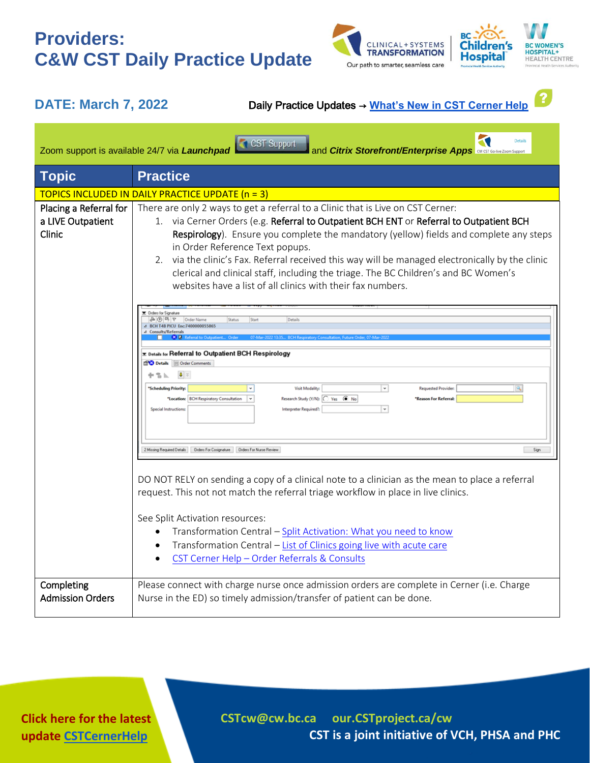# Providers:
# C&W CST Daily Practice Update

**DATE: March 7, 2022**

Daily Practice Updates → [What's New in CST Cerner Help]()

Zoom support is available 24/7 via ***Launchpad*** CST Support and ***Citrix Storefront/Enterprise Apps***

| Topic | Practice |
|---|---|
| TOPICS INCLUDED IN DAILY PRACTICE UPDATE (n = 3) | |
| Placing a Referral for a LIVE Outpatient Clinic | There are only 2 ways to get a referral to a Clinic that is Live on CST Cerner:<br>1. via Cerner Orders (e.g. Referral to Outpatient BCH ENT or Referral to Outpatient BCH Respirology). Ensure you complete the mandatory (yellow) fields and complete any steps in Order Reference Text popups.<br>2. via the clinic's Fax. Referral received this way will be managed electronically by the clinic clerical and clinical staff, including the triage. The BC Children's and BC Women's websites have a list of all clinics with their fax numbers.<br><br>DO NOT RELY on sending a copy of a clinical note to a clinician as the mean to place a referral request. This not not match the referral triage workflow in place in live clinics.<br><br>See Split Activation resources:<br>• Transformation Central – [Split Activation: What you need to know]()<br>• Transformation Central – [List of Clinics going live with acute care]()<br>• [CST Cerner Help – Order Referrals & Consults]() |
| Completing Admission Orders | Please connect with charge nurse once admission orders are complete in Cerner (i.e. Charge Nurse in the ED) so timely admission/transfer of patient can be done. |

Click here for the latest update [CSTCernerHelp]()

CSTcw@cw.bc.ca our.CSTproject.ca/cw

CST is a joint initiative of VCH, PHSA and PHC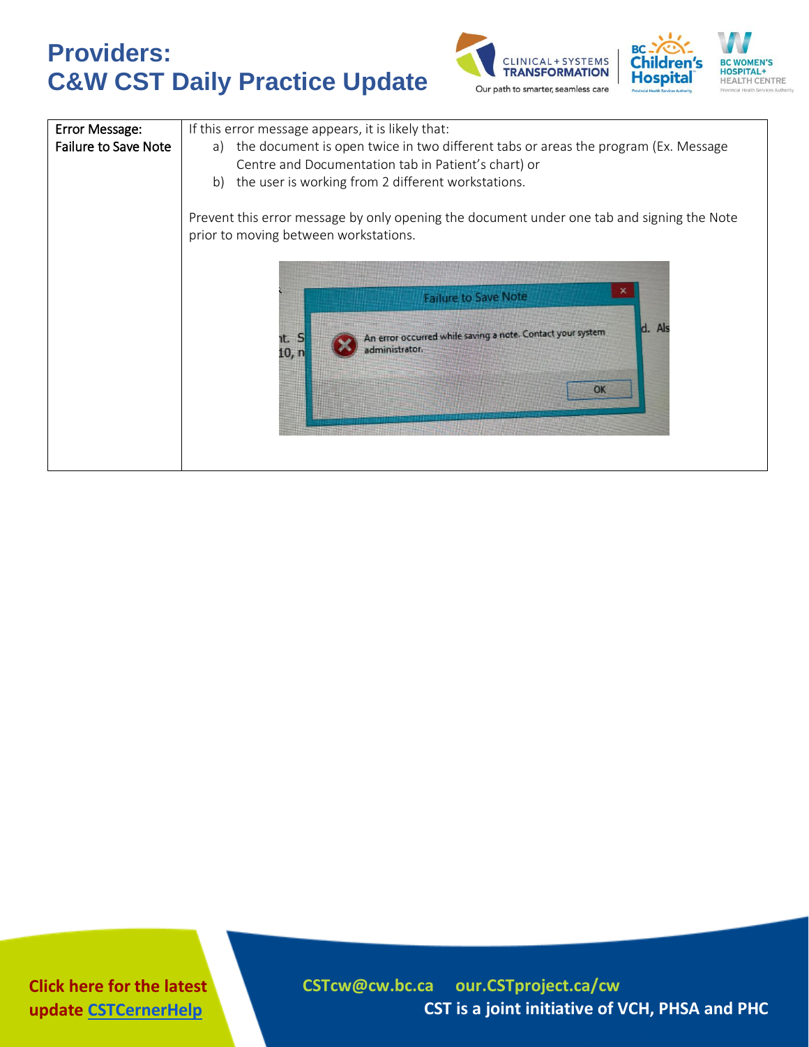| | |
|---|---|
| Error Message: Failure to Save Note | If this error message appears, it is likely that:<br>a) the document is open twice in two different tabs or areas the program (Ex. Message Centre and Documentation tab in Patient's chart) or<br>b) the user is working from 2 different workstations.<br><br>Prevent this error message by only opening the document under one tab and signing the Note prior to moving between workstations. |